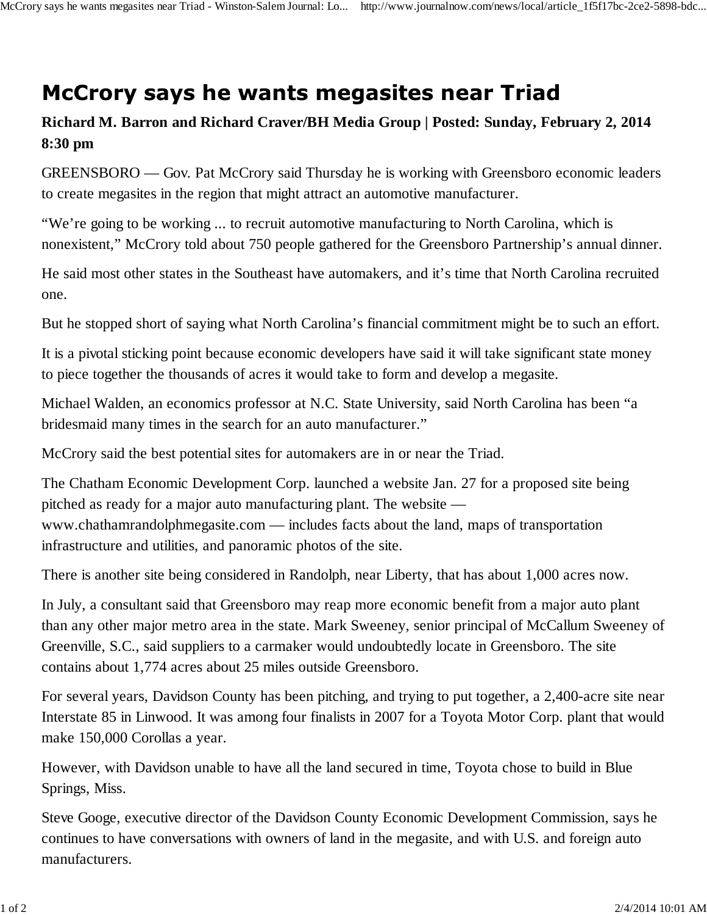# McCrory says he wants megasites near Triad

**Richard M. Barron and Richard Craver/BH Media Group | Posted: Sunday, February 2, 2014 8:30 pm**

GREENSBORO — Gov. Pat McCrory said Thursday he is working with Greensboro economic leaders to create megasites in the region that might attract an automotive manufacturer.

“We’re going to be working ... to recruit automotive manufacturing to North Carolina, which is nonexistent,” McCrory told about 750 people gathered for the Greensboro Partnership’s annual dinner.

He said most other states in the Southeast have automakers, and it’s time that North Carolina recruited one.

But he stopped short of saying what North Carolina’s financial commitment might be to such an effort.

It is a pivotal sticking point because economic developers have said it will take significant state money to piece together the thousands of acres it would take to form and develop a megasite.

Michael Walden, an economics professor at N.C. State University, said North Carolina has been “a bridesmaid many times in the search for an auto manufacturer.”

McCrory said the best potential sites for automakers are in or near the Triad.

The Chatham Economic Development Corp. launched a website Jan. 27 for a proposed site being pitched as ready for a major auto manufacturing plant. The website — www.chathamrandolphmegasite.com — includes facts about the land, maps of transportation infrastructure and utilities, and panoramic photos of the site.

There is another site being considered in Randolph, near Liberty, that has about 1,000 acres now.

In July, a consultant said that Greensboro may reap more economic benefit from a major auto plant than any other major metro area in the state. Mark Sweeney, senior principal of McCallum Sweeney of Greenville, S.C., said suppliers to a carmaker would undoubtedly locate in Greensboro. The site contains about 1,774 acres about 25 miles outside Greensboro.

For several years, Davidson County has been pitching, and trying to put together, a 2,400-acre site near Interstate 85 in Linwood. It was among four finalists in 2007 for a Toyota Motor Corp. plant that would make 150,000 Corollas a year.

However, with Davidson unable to have all the land secured in time, Toyota chose to build in Blue Springs, Miss.

Steve Googe, executive director of the Davidson County Economic Development Commission, says he continues to have conversations with owners of land in the megasite, and with U.S. and foreign auto manufacturers.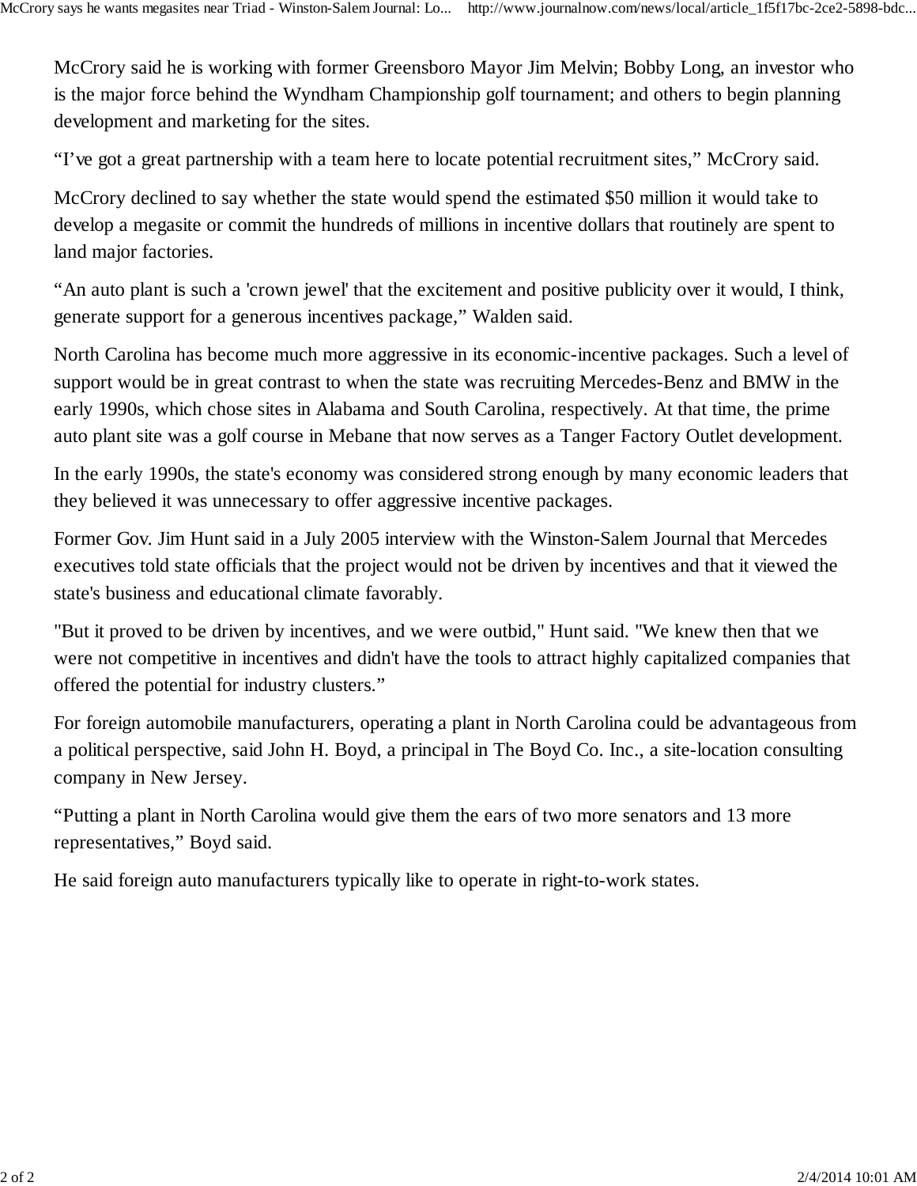McCrory said he is working with former Greensboro Mayor Jim Melvin; Bobby Long, an investor who is the major force behind the Wyndham Championship golf tournament; and others to begin planning development and marketing for the sites.

“I’ve got a great partnership with a team here to locate potential recruitment sites,” McCrory said.

McCrory declined to say whether the state would spend the estimated $50 million it would take to develop a megasite or commit the hundreds of millions in incentive dollars that routinely are spent to land major factories.

“An auto plant is such a 'crown jewel' that the excitement and positive publicity over it would, I think, generate support for a generous incentives package,” Walden said.

North Carolina has become much more aggressive in its economic-incentive packages. Such a level of support would be in great contrast to when the state was recruiting Mercedes-Benz and BMW in the early 1990s, which chose sites in Alabama and South Carolina, respectively. At that time, the prime auto plant site was a golf course in Mebane that now serves as a Tanger Factory Outlet development.

In the early 1990s, the state's economy was considered strong enough by many economic leaders that they believed it was unnecessary to offer aggressive incentive packages.

Former Gov. Jim Hunt said in a July 2005 interview with the Winston-Salem Journal that Mercedes executives told state officials that the project would not be driven by incentives and that it viewed the state's business and educational climate favorably.

"But it proved to be driven by incentives, and we were outbid," Hunt said. "We knew then that we were not competitive in incentives and didn't have the tools to attract highly capitalized companies that offered the potential for industry clusters.”

For foreign automobile manufacturers, operating a plant in North Carolina could be advantageous from a political perspective, said John H. Boyd, a principal in The Boyd Co. Inc., a site-location consulting company in New Jersey.

“Putting a plant in North Carolina would give them the ears of two more senators and 13 more representatives,” Boyd said.

He said foreign auto manufacturers typically like to operate in right-to-work states.